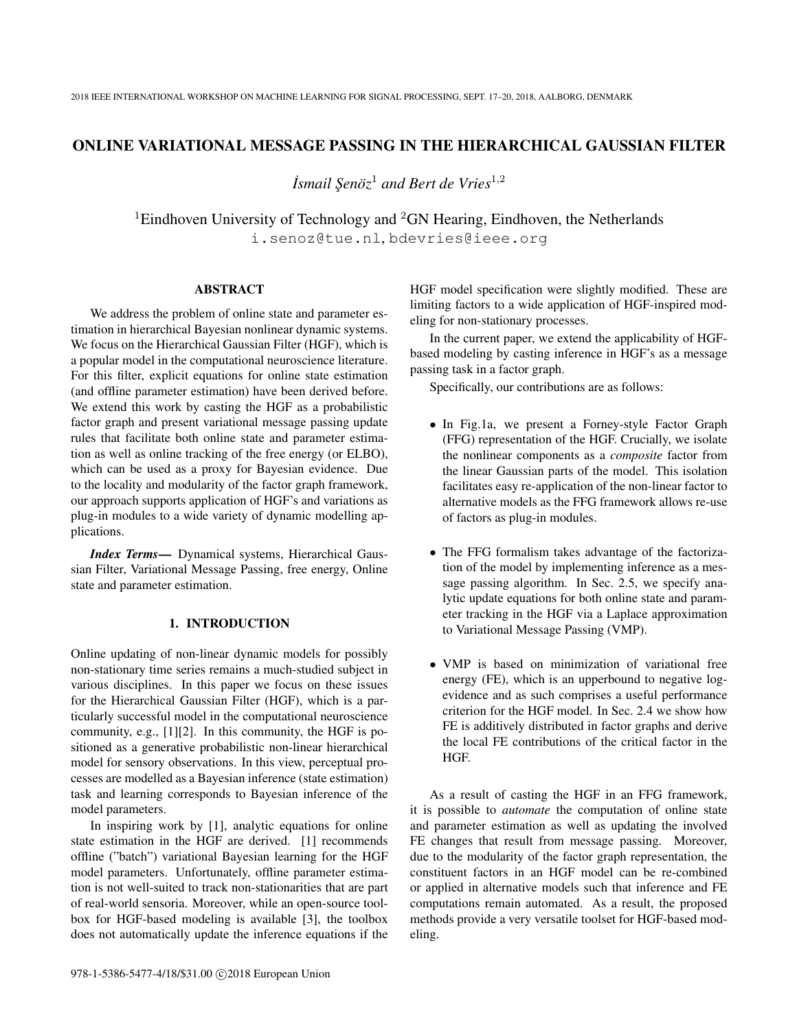# ONLINE VARIATIONAL MESSAGE PASSING IN THE HIERARCHICAL GAUSSIAN FILTER

*İsmail Şenöz*[1] *and Bert de Vries*[1,2]

[1]Eindhoven University of Technology and [2]GN Hearing, Eindhoven, the Netherlands
i.senoz@tue.nl, bdevries@ieee.org

## ABSTRACT

We address the problem of online state and parameter estimation in hierarchical Bayesian nonlinear dynamic systems. We focus on the Hierarchical Gaussian Filter (HGF), which is a popular model in the computational neuroscience literature. For this filter, explicit equations for online state estimation (and offline parameter estimation) have been derived before. We extend this work by casting the HGF as a probabilistic factor graph and present variational message passing update rules that facilitate both online state and parameter estimation as well as online tracking of the free energy (or ELBO), which can be used as a proxy for Bayesian evidence. Due to the locality and modularity of the factor graph framework, our approach supports application of HGF's and variations as plug-in modules to a wide variety of dynamic modelling applications.

***Index Terms*—** Dynamical systems, Hierarchical Gaussian Filter, Variational Message Passing, free energy, Online state and parameter estimation.

## 1. INTRODUCTION

Online updating of non-linear dynamic models for possibly non-stationary time series remains a much-studied subject in various disciplines. In this paper we focus on these issues for the Hierarchical Gaussian Filter (HGF), which is a particularly successful model in the computational neuroscience community, e.g., [1][2]. In this community, the HGF is positioned as a generative probabilistic non-linear hierarchical model for sensory observations. In this view, perceptual processes are modelled as a Bayesian inference (state estimation) task and learning corresponds to Bayesian inference of the model parameters.

In inspiring work by [1], analytic equations for online state estimation in the HGF are derived. [1] recommends offline ("batch") variational Bayesian learning for the HGF model parameters. Unfortunately, offline parameter estimation is not well-suited to track non-stationarities that are part of real-world sensoria. Moreover, while an open-source toolbox for HGF-based modeling is available [3], the toolbox does not automatically update the inference equations if the HGF model specification were slightly modified. These are limiting factors to a wide application of HGF-inspired modeling for non-stationary processes.

In the current paper, we extend the applicability of HGF-based modeling by casting inference in HGF's as a message passing task in a factor graph.

Specifically, our contributions are as follows:

- In Fig.1a, we present a Forney-style Factor Graph (FFG) representation of the HGF. Crucially, we isolate the nonlinear components as a *composite* factor from the linear Gaussian parts of the model. This isolation facilitates easy re-application of the non-linear factor to alternative models as the FFG framework allows re-use of factors as plug-in modules.
- The FFG formalism takes advantage of the factorization of the model by implementing inference as a message passing algorithm. In Sec. 2.5, we specify analytic update equations for both online state and parameter tracking in the HGF via a Laplace approximation to Variational Message Passing (VMP).
- VMP is based on minimization of variational free energy (FE), which is an upperbound to negative log-evidence and as such comprises a useful performance criterion for the HGF model. In Sec. 2.4 we show how FE is additively distributed in factor graphs and derive the local FE contributions of the critical factor in the HGF.

As a result of casting the HGF in an FFG framework, it is possible to *automate* the computation of online state and parameter estimation as well as updating the involved FE changes that result from message passing. Moreover, due to the modularity of the factor graph representation, the constituent factors in an HGF model can be re-combined or applied in alternative models such that inference and FE computations remain automated. As a result, the proposed methods provide a very versatile toolset for HGF-based modeling.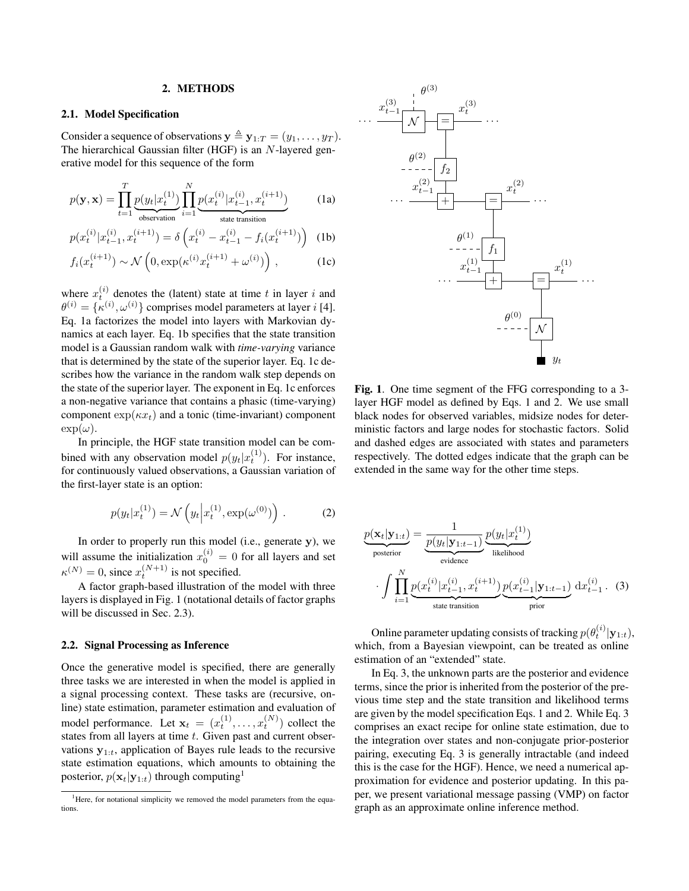## 2. METHODS

### 2.1. Model Specification

Consider a sequence of observations $\mathbf{y} \triangleq \mathbf{y}_{1:T} = (y_1, \ldots, y_T)$. The hierarchical Gaussian filter (HGF) is an $N$-layered generative model for this sequence of the form

$$p(\mathbf{y}, \mathbf{x}) = \prod_{t=1}^{T} \underbrace{p(y_t|x_t^{(1)})}_{\text{observation}} \prod_{i=1}^{N} \underbrace{p(x_t^{(i)}|x_{t-1}^{(i)}, x_t^{(i+1)})}_{\text{state transition}} \tag{1a}$$

$$p(x_t^{(i)}|x_{t-1}^{(i)}, x_t^{(i+1)}) = \delta\left(x_t^{(i)} - x_{t-1}^{(i)} - f_i(x_t^{(i+1)})\right) \tag{1b}$$

$$f_i(x_t^{(i+1)}) \sim \mathcal{N}\left(0, \exp(\kappa^{(i)} x_t^{(i+1)} + \omega^{(i)})\right), \tag{1c}$$

where $x_t^{(i)}$ denotes the (latent) state at time $t$ in layer $i$ and $\theta^{(i)} = \{\kappa^{(i)}, \omega^{(i)}\}$ comprises model parameters at layer $i$ [4]. Eq. 1a factorizes the model into layers with Markovian dynamics at each layer. Eq. 1b specifies that the state transition model is a Gaussian random walk with *time-varying* variance that is determined by the state of the superior layer. Eq. 1c describes how the variance in the random walk step depends on the state of the superior layer. The exponent in Eq. 1c enforces a non-negative variance that contains a phasic (time-varying) component $\exp(\kappa x_t)$ and a tonic (time-invariant) component $\exp(\omega)$.

In principle, the HGF state transition model can be combined with any observation model $p(y_t|x_t^{(1)})$. For instance, for continuously valued observations, a Gaussian variation of the first-layer state is an option:

$$p(y_t|x_t^{(1)}) = \mathcal{N}\left(y_t \middle| x_t^{(1)}, \exp(\omega^{(0)})\right). \tag{2}$$

In order to properly run this model (i.e., generate $\mathbf{y}$), we will assume the initialization $x_0^{(i)} = 0$ for all layers and set $\kappa^{(N)} = 0$, since $x_t^{(N+1)}$ is not specified.

A factor graph-based illustration of the model with three layers is displayed in Fig. 1 (notational details of factor graphs will be discussed in Sec. 2.3).

### 2.2. Signal Processing as Inference

Once the generative model is specified, there are generally three tasks we are interested in when the model is applied in a signal processing context. These tasks are (recursive, online) state estimation, parameter estimation and evaluation of model performance. Let $\mathbf{x}_t = (x_t^{(1)}, \ldots, x_t^{(N)})$ collect the states from all layers at time $t$. Given past and current observations $\mathbf{y}_{1:t}$, application of Bayes rule leads to the recursive state estimation equations, which amounts to obtaining the posterior, $p(\mathbf{x}_t|\mathbf{y}_{1:t})$ through computing[1]

[1]Here, for notational simplicity we removed the model parameters from the equations.

Fig. 1. One time segment of the FFG corresponding to a 3-layer HGF model as defined by Eqs. 1 and 2. We use small black nodes for observed variables, midsize nodes for deterministic factors and large nodes for stochastic factors. Solid and dashed edges are associated with states and parameters respectively. The dotted edges indicate that the graph can be extended in the same way for the other time steps.

$$\underbrace{p(\mathbf{x}_t|\mathbf{y}_{1:t})}_{\text{posterior}} = \frac{1}{\underbrace{p(y_t|\mathbf{y}_{1:t-1})}_{\text{evidence}}} \underbrace{p(y_t|x_t^{(1)})}_{\text{likelihood}} \cdot \int \prod_{i=1}^{N} \underbrace{p(x_t^{(i)}|x_{t-1}^{(i)}, x_t^{(i+1)})}_{\text{state transition}} \underbrace{p(x_{t-1}^{(i)}|\mathbf{y}_{1:t-1})}_{\text{prior}} \, \mathrm{d}x_{t-1}^{(i)}. \tag{3}$$

Online parameter updating consists of tracking $p(\theta_t^{(i)}|\mathbf{y}_{1:t})$, which, from a Bayesian viewpoint, can be treated as online estimation of an "extended" state.

In Eq. 3, the unknown parts are the posterior and evidence terms, since the prior is inherited from the posterior of the previous time step and the state transition and likelihood terms are given by the model specification Eqs. 1 and 2. While Eq. 3 comprises an exact recipe for online state estimation, due to the integration over states and non-conjugate prior-posterior pairing, executing Eq. 3 is generally intractable (and indeed this is the case for the HGF). Hence, we need a numerical approximation for evidence and posterior updating. In this paper, we present variational message passing (VMP) on factor graph as an approximate online inference method.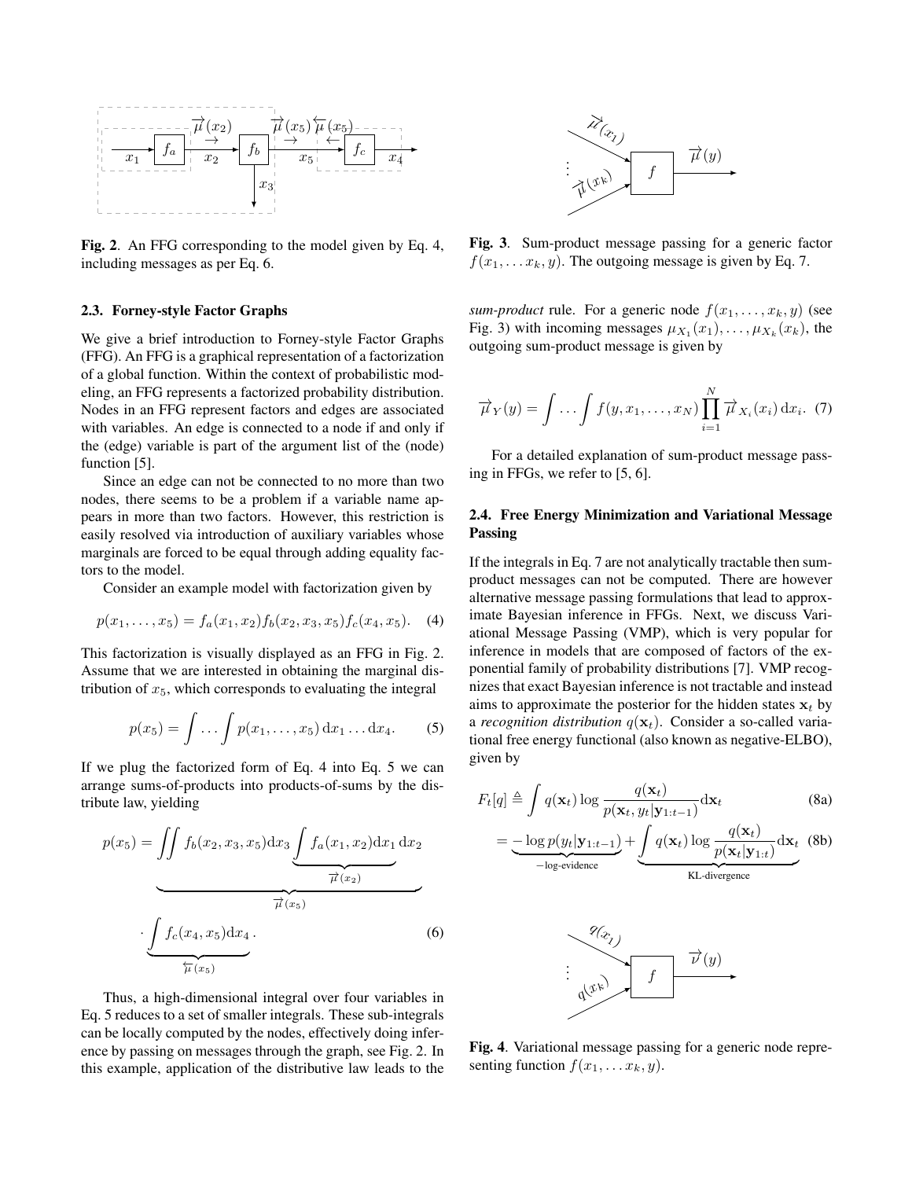Fig. 2. An FFG corresponding to the model given by Eq. 4, including messages as per Eq. 6.

### 2.3. Forney-style Factor Graphs

We give a brief introduction to Forney-style Factor Graphs (FFG). An FFG is a graphical representation of a factorization of a global function. Within the context of probabilistic modeling, an FFG represents a factorized probability distribution. Nodes in an FFG represent factors and edges are associated with variables. An edge is connected to a node if and only if the (edge) variable is part of the argument list of the (node) function [5].

Since an edge can not be connected to no more than two nodes, there seems to be a problem if a variable name appears in more than two factors. However, this restriction is easily resolved via introduction of auxiliary variables whose marginals are forced to be equal through adding equality factors to the model.

Consider an example model with factorization given by

$$p(x_1, \ldots, x_5) = f_a(x_1, x_2) f_b(x_2, x_3, x_5) f_c(x_4, x_5). \quad (4)$$

This factorization is visually displayed as an FFG in Fig. 2. Assume that we are interested in obtaining the marginal distribution of $x_5$, which corresponds to evaluating the integral

$$p(x_5) = \int \ldots \int p(x_1, \ldots, x_5) \, \mathrm{d}x_1 \ldots \mathrm{d}x_4. \quad (5)$$

If we plug the factorized form of Eq. 4 into Eq. 5 we can arrange sums-of-products into products-of-sums by the distribute law, yielding

$$p(x_5) = \underbrace{\iint f_b(x_2, x_3, x_5) \mathrm{d}x_3 \underbrace{\int f_a(x_1, x_2) \mathrm{d}x_1}_{\overrightarrow{\mu}(x_2)} \mathrm{d}x_2}_{\overrightarrow{\mu}(x_5)} \cdot \underbrace{\int f_c(x_4, x_5) \mathrm{d}x_4}_{\overleftarrow{\mu}(x_5)}. \quad (6)$$

Thus, a high-dimensional integral over four variables in Eq. 5 reduces to a set of smaller integrals. These sub-integrals can be locally computed by the nodes, effectively doing inference by passing on messages through the graph, see Fig. 2. In this example, application of the distributive law leads to the *sum-product* rule. For a generic node $f(x_1, \ldots, x_k, y)$ (see Fig. 3) with incoming messages $\mu_{X_1}(x_1), \ldots, \mu_{X_k}(x_k)$, the outgoing sum-product message is given by

Fig. 3. Sum-product message passing for a generic factor $f(x_1, \ldots x_k, y)$. The outgoing message is given by Eq. 7.

$$\overrightarrow{\mu}_Y(y) = \int \ldots \int f(y, x_1, \ldots, x_N) \prod_{i=1}^{N} \overrightarrow{\mu}_{X_i}(x_i) \, \mathrm{d}x_i. \quad (7)$$

For a detailed explanation of sum-product message passing in FFGs, we refer to [5, 6].

### 2.4. Free Energy Minimization and Variational Message Passing

If the integrals in Eq. 7 are not analytically tractable then sum-product messages can not be computed. There are however alternative message passing formulations that lead to approximate Bayesian inference in FFGs. Next, we discuss Variational Message Passing (VMP), which is very popular for inference in models that are composed of factors of the exponential family of probability distributions [7]. VMP recognizes that exact Bayesian inference is not tractable and instead aims to approximate the posterior for the hidden states $\mathbf{x}_t$ by a *recognition distribution* $q(\mathbf{x}_t)$. Consider a so-called variational free energy functional (also known as negative-ELBO), given by

$$F_t[q] \triangleq \int q(\mathbf{x}_t) \log \frac{q(\mathbf{x}_t)}{p(\mathbf{x}_t, y_t | \mathbf{y}_{1:t-1})} \mathrm{d}\mathbf{x}_t \quad (8a)$$

$$= \underbrace{-\log p(y_t | \mathbf{y}_{1:t-1})}_{-\text{log-evidence}} + \underbrace{\int q(\mathbf{x}_t) \log \frac{q(\mathbf{x}_t)}{p(\mathbf{x}_t | \mathbf{y}_{1:t})} \mathrm{d}\mathbf{x}_t}_{\text{KL-divergence}} \quad (8b)$$

Fig. 4. Variational message passing for a generic node representing function $f(x_1, \ldots x_k, y)$.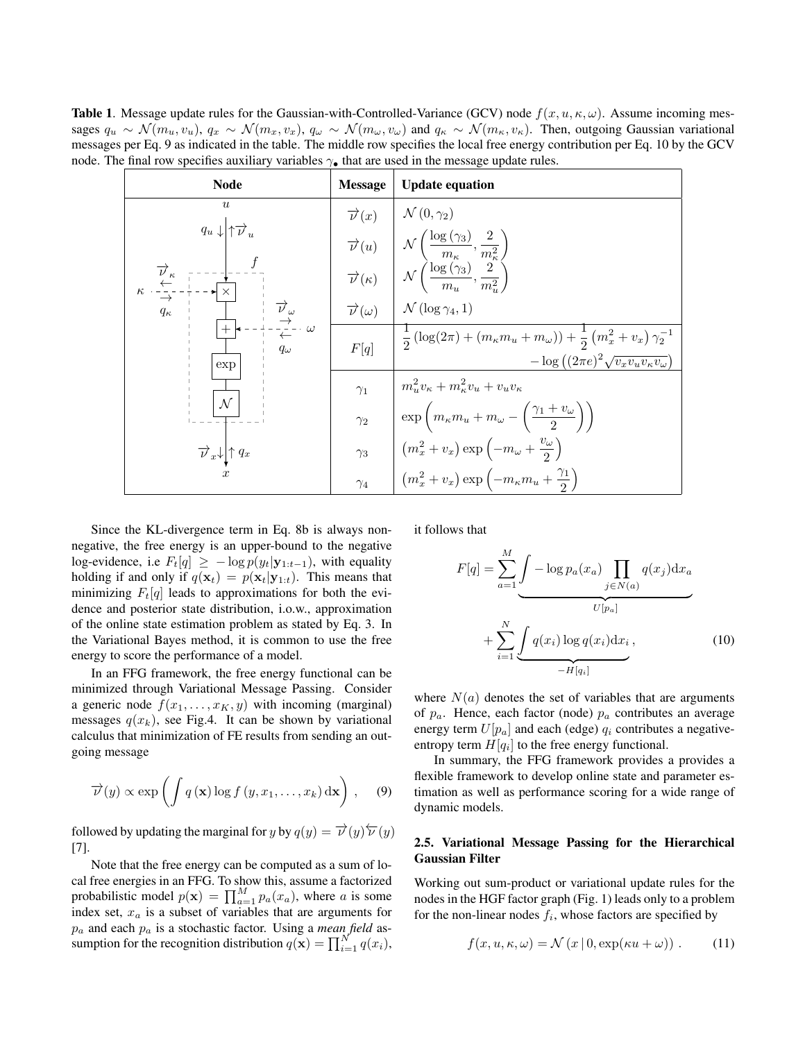**Table 1**. Message update rules for the Gaussian-with-Controlled-Variance (GCV) node $f(x,u,\kappa,\omega)$. Assume incoming messages $q_u \sim \mathcal{N}(m_u, v_u)$, $q_x \sim \mathcal{N}(m_x, v_x)$, $q_\omega \sim \mathcal{N}(m_\omega, v_\omega)$ and $q_\kappa \sim \mathcal{N}(m_\kappa, v_\kappa)$. Then, outgoing Gaussian variational messages per Eq. 9 as indicated in the table. The middle row specifies the local free energy contribution per Eq. 10 by the GCV node. The final row specifies auxiliary variables $\gamma_\bullet$ that are used in the message update rules.

| Node | Message | Update equation |
|---|---|---|
| (GCV node diagram: $u$, $q_u \downarrow \uparrow \overrightarrow{\nu}_u$; $\kappa$, $\overleftarrow{\nu}_\kappa$, $\overrightarrow{q}_\kappa$; $\omega$, $\overrightarrow{\nu}_\omega$, $\overleftarrow{q}_\omega$; blocks $\times$, $+$, exp, $\mathcal{N}$ within $f$; $\overrightarrow{\nu}_x \downarrow \uparrow q_x$, $x$) | $\overrightarrow{\nu}(x)$ | $\mathcal{N}(0, \gamma_2)$ |
| | $\overrightarrow{\nu}(u)$ | $\mathcal{N}\left(\frac{\log(\gamma_3)}{m_\kappa}, \frac{2}{m_\kappa^2}\right)$ |
| | $\overrightarrow{\nu}(\kappa)$ | $\mathcal{N}\left(\frac{\log(\gamma_3)}{m_u}, \frac{2}{m_u^2}\right)$ |
| | $\overrightarrow{\nu}(\omega)$ | $\mathcal{N}(\log \gamma_4, 1)$ |
| | $F[q]$ | $\frac{1}{2}(\log(2\pi) + (m_\kappa m_u + m_\omega)) + \frac{1}{2}(m_x^2 + v_x)\gamma_2^{-1} - \log\left((2\pi e)^2 \sqrt{v_x v_u v_\kappa v_\omega}\right)$ |
| | $\gamma_1$ | $m_u^2 v_\kappa + m_\kappa^2 v_u + v_u v_\kappa$ |
| | $\gamma_2$ | $\exp\left(m_\kappa m_u + m_\omega - \left(\frac{\gamma_1 + v_\omega}{2}\right)\right)$ |
| | $\gamma_3$ | $(m_x^2 + v_x)\exp\left(-m_\omega + \frac{v_\omega}{2}\right)$ |
| | $\gamma_4$ | $(m_x^2 + v_x)\exp\left(-m_\kappa m_u + \frac{\gamma_1}{2}\right)$ |

Since the KL-divergence term in Eq. 8b is always non-negative, the free energy is an upper-bound to the negative log-evidence, i.e $F_t[q] \geq -\log p(y_t|\mathbf{y}_{1:t-1})$, with equality holding if and only if $q(\mathbf{x}_t) = p(\mathbf{x}_t|\mathbf{y}_{1:t})$. This means that minimizing $F_t[q]$ leads to approximations for both the evidence and posterior state distribution, i.o.w., approximation of the online state estimation problem as stated by Eq. 3. In the Variational Bayes method, it is common to use the free energy to score the performance of a model.

In an FFG framework, the free energy functional can be minimized through Variational Message Passing. Consider a generic node $f(x_1, \ldots, x_K, y)$ with incoming (marginal) messages $q(x_k)$, see Fig.4. It can be shown by variational calculus that minimization of FE results from sending an outgoing message

$$\overrightarrow{\nu}(y) \propto \exp\left(\int q(\mathbf{x}) \log f(y, x_1, \ldots, x_k)\,\mathrm{d}\mathbf{x}\right), \tag{9}$$

followed by updating the marginal for $y$ by $q(y) = \overrightarrow{\nu}(y)\overleftarrow{\nu}(y)$ [7].

Note that the free energy can be computed as a sum of local free energies in an FFG. To show this, assume a factorized probabilistic model $p(\mathbf{x}) = \prod_{a=1}^{M} p_a(x_a)$, where $a$ is some index set, $x_a$ is a subset of variables that are arguments for $p_a$ and each $p_a$ is a stochastic factor. Using a *mean field* assumption for the recognition distribution $q(\mathbf{x}) = \prod_{i=1}^{N} q(x_i)$, it follows that

$$F[q] = \sum_{a=1}^{M} \underbrace{\int -\log p_a(x_a) \prod_{j \in N(a)} q(x_j)\mathrm{d}x_a}_{U[p_a]} + \sum_{i=1}^{N} \underbrace{\int q(x_i)\log q(x_i)\mathrm{d}x_i}_{-H[q_i]}, \tag{10}$$

where $N(a)$ denotes the set of variables that are arguments of $p_a$. Hence, each factor (node) $p_a$ contributes an average energy term $U[p_a]$ and each (edge) $q_i$ contributes a negative-entropy term $H[q_i]$ to the free energy functional.

In summary, the FFG framework provides a provides a flexible framework to develop online state and parameter estimation as well as performance scoring for a wide range of dynamic models.

### 2.5. Variational Message Passing for the Hierarchical Gaussian Filter

Working out sum-product or variational update rules for the nodes in the HGF factor graph (Fig. 1) leads only to a problem for the non-linear nodes $f_i$, whose factors are specified by

$$f(x, u, \kappa, \omega) = \mathcal{N}(x \,|\, 0, \exp(\kappa u + \omega)) . \tag{11}$$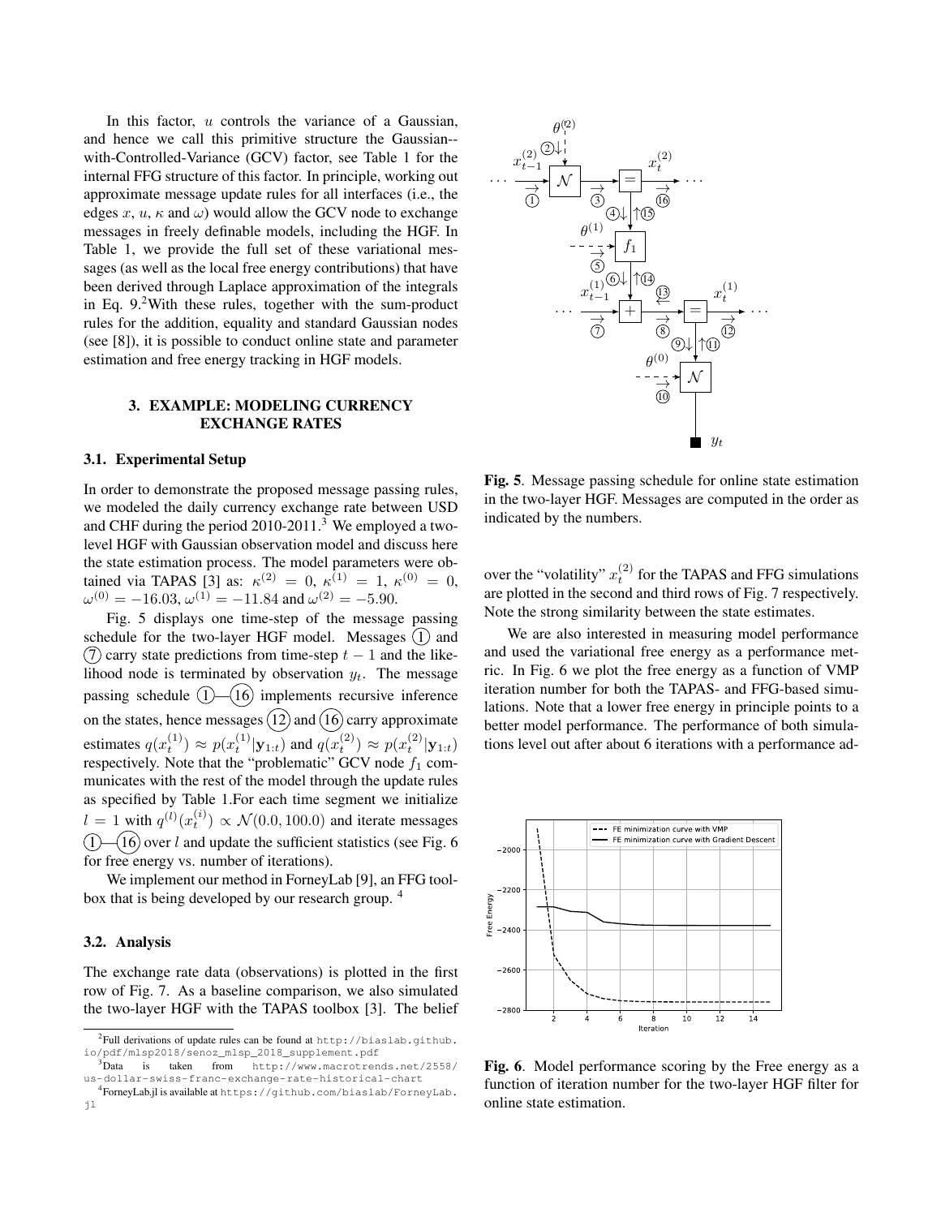In this factor, $u$ controls the variance of a Gaussian, and hence we call this primitive structure the Gaussian-with-Controlled-Variance (GCV) factor, see Table 1 for the internal FFG structure of this factor. In principle, working out approximate message update rules for all interfaces (i.e., the edges $x$, $u$, $\kappa$ and $\omega$) would allow the GCV node to exchange messages in freely definable models, including the HGF. In Table 1, we provide the full set of these variational messages (as well as the local free energy contributions) that have been derived through Laplace approximation of the integrals in Eq. 9.[2] With these rules, together with the sum-product rules for the addition, equality and standard Gaussian nodes (see [8]), it is possible to conduct online state and parameter estimation and free energy tracking in HGF models.

## 3. EXAMPLE: MODELING CURRENCY EXCHANGE RATES

### 3.1. Experimental Setup

In order to demonstrate the proposed message passing rules, we modeled the daily currency exchange rate between USD and CHF during the period 2010-2011.[3] We employed a two-level HGF with Gaussian observation model and discuss here the state estimation process. The model parameters were obtained via TAPAS [3] as: $\kappa^{(2)} = 0$, $\kappa^{(1)} = 1$, $\kappa^{(0)} = 0$, $\omega^{(0)} = -16.03$, $\omega^{(1)} = -11.84$ and $\omega^{(2)} = -5.90$.

Fig. 5 displays one time-step of the message passing schedule for the two-layer HGF model. Messages ① and ⑦ carry state predictions from time-step $t-1$ and the likelihood node is terminated by observation $y_t$. The message passing schedule ①—⑯ implements recursive inference on the states, hence messages ⑫ and ⑯ carry approximate estimates $q(x_t^{(1)}) \approx p(x_t^{(1)}|\mathbf{y}_{1:t})$ and $q(x_t^{(2)}) \approx p(x_t^{(2)}|\mathbf{y}_{1:t})$ respectively. Note that the "problematic" GCV node $f_1$ communicates with the rest of the model through the update rules as specified by Table 1.For each time segment we initialize $l = 1$ with $q^{(l)}(x_t^{(i)}) \propto \mathcal{N}(0.0, 100.0)$ and iterate messages ①—⑯ over $l$ and update the sufficient statistics (see Fig. 6 for free energy vs. number of iterations).

We implement our method in ForneyLab [9], an FFG toolbox that is being developed by our research group. [4]

### 3.2. Analysis

The exchange rate data (observations) is plotted in the first row of Fig. 7. As a baseline comparison, we also simulated the two-layer HGF with the TAPAS toolbox [3]. The belief over the "volatility" $x_t^{(2)}$ for the TAPAS and FFG simulations are plotted in the second and third rows of Fig. 7 respectively. Note the strong similarity between the state estimates.

We are also interested in measuring model performance and used the variational free energy as a performance metric. In Fig. 6 we plot the free energy as a function of VMP iteration number for both the TAPAS- and FFG-based simulations. Note that a lower free energy in principle points to a better model performance. The performance of both simulations level out after about 6 iterations with a performance ad-

**Fig. 5**. Message passing schedule for online state estimation in the two-layer HGF. Messages are computed in the order as indicated by the numbers.

**Fig. 6**. Model performance scoring by the Free energy as a function of iteration number for the two-layer HGF filter for online state estimation.

[2] Full derivations of update rules can be found at http://biaslab.github.io/pdf/mlsp2018/senoz_mlsp_2018_supplement.pdf

[3] Data is taken from http://www.macrotrends.net/2558/us-dollar-swiss-franc-exchange-rate-historical-chart

[4] ForneyLab.jl is available at https://github.com/biaslab/ForneyLab.jl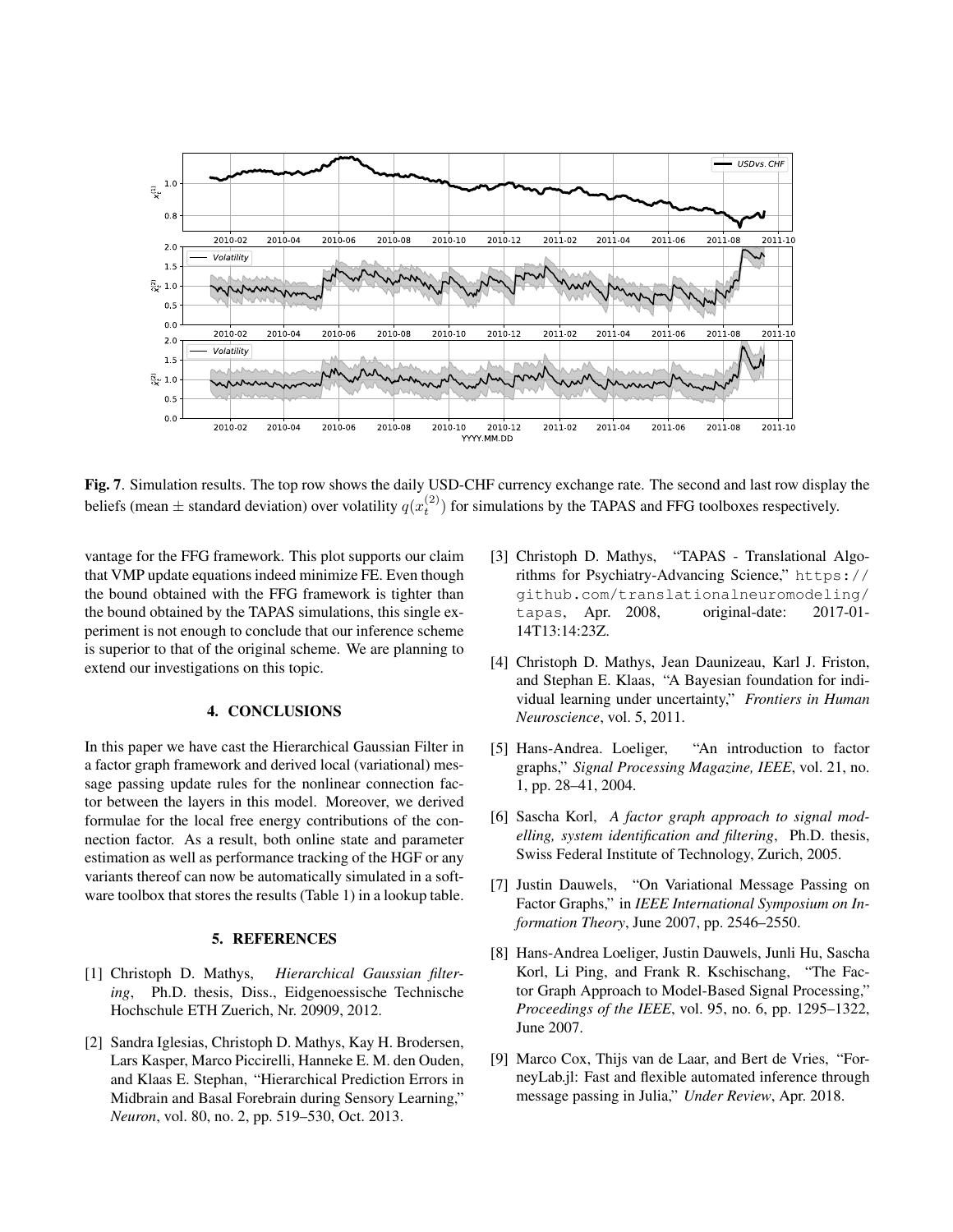USDvs. CHF

$x_t^{(1)}$

1.0

0.8

2010-02 2010-04 2010-06 2010-08 2010-10 2010-12 2011-02 2011-04 2011-06 2011-08 2011-10

Volatility

$x_t^{(2)}$

2.0 1.5 1.0 0.5 0.0

2010-02 2010-04 2010-06 2010-08 2010-10 2010-12 2011-02 2011-04 2011-06 2011-08 2011-10

Volatility

$x_t^{(2)}$

2.0 1.5 1.0 0.5 0.0

2010-02 2010-04 2010-06 2010-08 2010-10 2010-12 2011-02 2011-04 2011-06 2011-08 2011-10

YYYY.MM.DD

**Fig. 7**. Simulation results. The top row shows the daily USD-CHF currency exchange rate. The second and last row display the beliefs (mean $\pm$ standard deviation) over volatility $q(x_t^{(2)})$ for simulations by the TAPAS and FFG toolboxes respectively.

vantage for the FFG framework. This plot supports our claim that VMP update equations indeed minimize FE. Even though the bound obtained with the FFG framework is tighter than the bound obtained by the TAPAS simulations, this single experiment is not enough to conclude that our inference scheme is superior to that of the original scheme. We are planning to extend our investigations on this topic.

## 4. CONCLUSIONS

In this paper we have cast the Hierarchical Gaussian Filter in a factor graph framework and derived local (variational) message passing update rules for the nonlinear connection factor between the layers in this model. Moreover, we derived formulae for the local free energy contributions of the connection factor. As a result, both online state and parameter estimation as well as performance tracking of the HGF or any variants thereof can now be automatically simulated in a software toolbox that stores the results (Table 1) in a lookup table.

## 5. REFERENCES

[1] Christoph D. Mathys, *Hierarchical Gaussian filtering*, Ph.D. thesis, Diss., Eidgenoessische Technische Hochschule ETH Zuerich, Nr. 20909, 2012.

[2] Sandra Iglesias, Christoph D. Mathys, Kay H. Brodersen, Lars Kasper, Marco Piccirelli, Hanneke E. M. den Ouden, and Klaas E. Stephan, "Hierarchical Prediction Errors in Midbrain and Basal Forebrain during Sensory Learning," *Neuron*, vol. 80, no. 2, pp. 519–530, Oct. 2013.

[3] Christoph D. Mathys, "TAPAS - Translational Algorithms for Psychiatry-Advancing Science," https://github.com/translationalneuromodeling/tapas, Apr. 2008, original-date: 2017-01-14T13:14:23Z.

[4] Christoph D. Mathys, Jean Daunizeau, Karl J. Friston, and Stephan E. Klaas, "A Bayesian foundation for individual learning under uncertainty," *Frontiers in Human Neuroscience*, vol. 5, 2011.

[5] Hans-Andrea. Loeliger, "An introduction to factor graphs," *Signal Processing Magazine, IEEE*, vol. 21, no. 1, pp. 28–41, 2004.

[6] Sascha Korl, *A factor graph approach to signal modelling, system identification and filtering*, Ph.D. thesis, Swiss Federal Institute of Technology, Zurich, 2005.

[7] Justin Dauwels, "On Variational Message Passing on Factor Graphs," in *IEEE International Symposium on Information Theory*, June 2007, pp. 2546–2550.

[8] Hans-Andrea Loeliger, Justin Dauwels, Junli Hu, Sascha Korl, Li Ping, and Frank R. Kschischang, "The Factor Graph Approach to Model-Based Signal Processing," *Proceedings of the IEEE*, vol. 95, no. 6, pp. 1295–1322, June 2007.

[9] Marco Cox, Thijs van de Laar, and Bert de Vries, "ForneyLab.jl: Fast and flexible automated inference through message passing in Julia," *Under Review*, Apr. 2018.